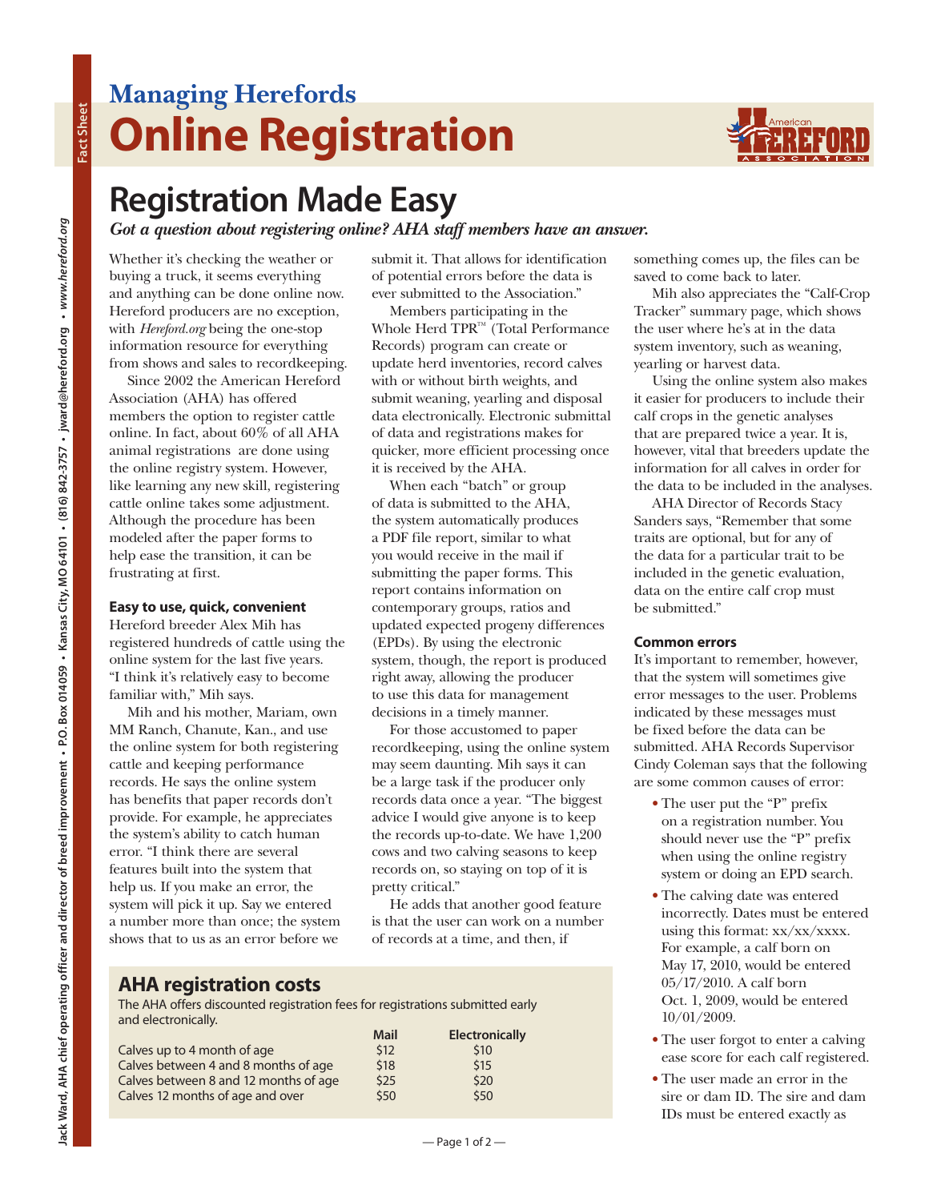Managing Herefords

# Online Registration

## Registration Made Easy

***Got a question about registering online? AHA staff members have an answer.***

Whether it's checking the weather or buying a truck, it seems everything and anything can be done online now. Hereford producers are no exception, with *Hereford.org* being the one-stop information resource for everything from shows and sales to recordkeeping.

Since 2002 the American Hereford Association (AHA) has offered members the option to register cattle online. In fact, about 60% of all AHA animal registrations are done using the online registry system. However, like learning any new skill, registering cattle online takes some adjustment. Although the procedure has been modeled after the paper forms to help ease the transition, it can be frustrating at first.

### Easy to use, quick, convenient

Hereford breeder Alex Mih has registered hundreds of cattle using the online system for the last five years. "I think it's relatively easy to become familiar with," Mih says.

Mih and his mother, Mariam, own MM Ranch, Chanute, Kan., and use the online system for both registering cattle and keeping performance records. He says the online system has benefits that paper records don't provide. For example, he appreciates the system's ability to catch human error. "I think there are several features built into the system that help us. If you make an error, the system will pick it up. Say we entered a number more than once; the system shows that to us as an error before we submit it. That allows for identification of potential errors before the data is ever submitted to the Association."

Members participating in the Whole Herd TPR™ (Total Performance Records) program can create or update herd inventories, record calves with or without birth weights, and submit weaning, yearling and disposal data electronically. Electronic submittal of data and registrations makes for quicker, more efficient processing once it is received by the AHA.

When each "batch" or group of data is submitted to the AHA, the system automatically produces a PDF file report, similar to what you would receive in the mail if submitting the paper forms. This report contains information on contemporary groups, ratios and updated expected progeny differences (EPDs). By using the electronic system, though, the report is produced right away, allowing the producer to use this data for management decisions in a timely manner.

For those accustomed to paper recordkeeping, using the online system may seem daunting. Mih says it can be a large task if the producer only records data once a year. "The biggest advice I would give anyone is to keep the records up-to-date. We have 1,200 cows and two calving seasons to keep records on, so staying on top of it is pretty critical."

He adds that another good feature is that the user can work on a number of records at a time, and then, if something comes up, the files can be saved to come back to later.

Mih also appreciates the "Calf-Crop Tracker" summary page, which shows the user where he's at in the data system inventory, such as weaning, yearling or harvest data.

Using the online system also makes it easier for producers to include their calf crops in the genetic analyses that are prepared twice a year. It is, however, vital that breeders update the information for all calves in order for the data to be included in the analyses.

AHA Director of Records Stacy Sanders says, "Remember that some traits are optional, but for any of the data for a particular trait to be included in the genetic evaluation, data on the entire calf crop must be submitted."

### Common errors

It's important to remember, however, that the system will sometimes give error messages to the user. Problems indicated by these messages must be fixed before the data can be submitted. AHA Records Supervisor Cindy Coleman says that the following are some common causes of error:

- The user put the "P" prefix on a registration number. You should never use the "P" prefix when using the online registry system or doing an EPD search.
- The calving date was entered incorrectly. Dates must be entered using this format: xx/xx/xxxx. For example, a calf born on May 17, 2010, would be entered 05/17/2010. A calf born Oct. 1, 2009, would be entered 10/01/2009.
- The user forgot to enter a calving ease score for each calf registered.
- The user made an error in the sire or dam ID. The sire and dam IDs must be entered exactly as

### AHA registration costs

The AHA offers discounted registration fees for registrations submitted early and electronically.

| | Mail | Electronically |
|---|---|---|
| Calves up to 4 month of age | $12 | $10 |
| Calves between 4 and 8 months of age | $18 | $15 |
| Calves between 8 and 12 months of age | $25 | $20 |
| Calves 12 months of age and over | $50 | $50 |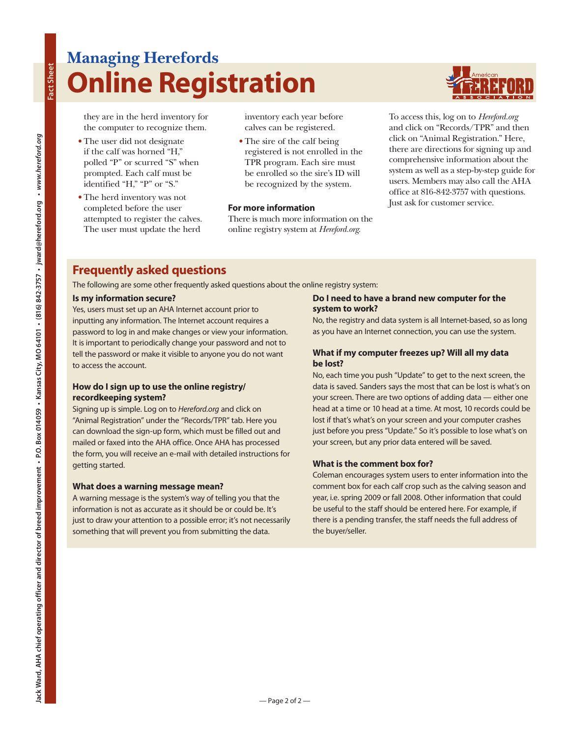# Managing Herefords

# Online Registration

they are in the herd inventory for the computer to recognize them.

- The user did not designate if the calf was horned "H," polled "P" or scurred "S" when prompted. Each calf must be identified "H," "P" or "S."
- The herd inventory was not completed before the user attempted to register the calves. The user must update the herd inventory each year before calves can be registered.
- The sire of the calf being registered is not enrolled in the TPR program. Each sire must be enrolled so the sire's ID will be recognized by the system.

**For more information**

There is much more information on the online registry system at *Hereford.org*.

To access this, log on to *Hereford.org* and click on "Records/TPR" and then click on "Animal Registration." Here, there are directions for signing up and comprehensive information about the system as well as a step-by-step guide for users. Members may also call the AHA office at 816-842-3757 with questions. Just ask for customer service.

## Frequently asked questions

The following are some other frequently asked questions about the online registry system:

**Is my information secure?**

Yes, users must set up an AHA Internet account prior to inputting any information. The Internet account requires a password to log in and make changes or view your information. It is important to periodically change your password and not to tell the password or make it visible to anyone you do not want to access the account.

**How do I sign up to use the online registry/recordkeeping system?**

Signing up is simple. Log on to *Hereford.org* and click on "Animal Registration" under the "Records/TPR" tab. Here you can download the sign-up form, which must be filled out and mailed or faxed into the AHA office. Once AHA has processed the form, you will receive an e-mail with detailed instructions for getting started.

**What does a warning message mean?**

A warning message is the system's way of telling you that the information is not as accurate as it should be or could be. It's just to draw your attention to a possible error; it's not necessarily something that will prevent you from submitting the data.

**Do I need to have a brand new computer for the system to work?**

No, the registry and data system is all Internet-based, so as long as you have an Internet connection, you can use the system.

**What if my computer freezes up? Will all my data be lost?**

No, each time you push "Update" to get to the next screen, the data is saved. Sanders says the most that can be lost is what's on your screen. There are two options of adding data — either one head at a time or 10 head at a time. At most, 10 records could be lost if that's what's on your screen and your computer crashes just before you press "Update." So it's possible to lose what's on your screen, but any prior data entered will be saved.

**What is the comment box for?**

Coleman encourages system users to enter information into the comment box for each calf crop such as the calving season and year, i.e. spring 2009 or fall 2008. Other information that could be useful to the staff should be entered here. For example, if there is a pending transfer, the staff needs the full address of the buyer/seller.

Jack Ward, AHA chief operating officer and director of breed improvement • P.O. Box 014059 • Kansas City, MO 64101 • (816) 842-3757 • jward@hereford.org • *www.hereford.org*